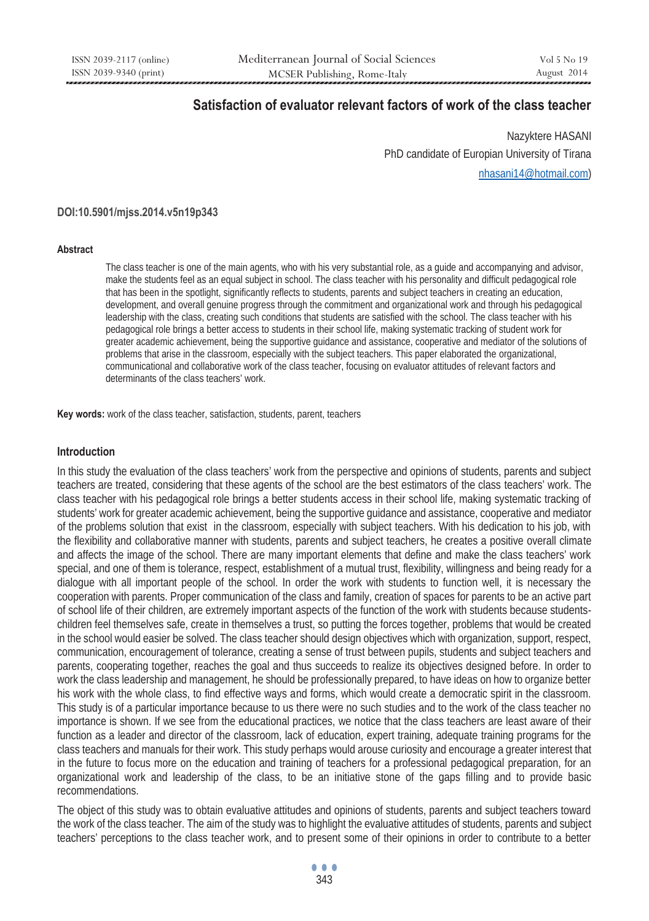# Satisfaction of evaluator relevant factors of work of the class teacher

Nazyktere HASANI

PhD candidate of Europian University of Tirana

nhasani14@hotmail.com)

**DOI:10.5901/mjss.2014.v5n19p343**

#### Abstract

The class teacher is one of the main agents, who with his very substantial role, as a guide and accompanying and advisor, make the students feel as an equal subject in school. The class teacher with his personality and difficult pedagogical role that has been in the spotlight, significantly reflects to students, parents and subject teachers in creating an education, development, and overall genuine progress through the commitment and organizational work and through his pedagogical leadership with the class, creating such conditions that students are satisfied with the school. The class teacher with his pedagogical role brings a better access to students in their school life, making systematic tracking of student work for greater academic achievement, being the supportive guidance and assistance, cooperative and mediator of the solutions of problems that arise in the classroom, especially with the subject teachers. This paper elaborated the organizational, communicational and collaborative work of the class teacher, focusing on evaluator attitudes of relevant factors and determinants of the class teachers' work.

**Key words:** work of the class teacher, satisfaction, students, parent, teachers

## Introduction

In this study the evaluation of the class teachers' work from the perspective and opinions of students, parents and subject teachers are treated, considering that these agents of the school are the best estimators of the class teachers' work. The class teacher with his pedagogical role brings a better students access in their school life, making systematic tracking of students' work for greater academic achievement, being the supportive guidance and assistance, cooperative and mediator of the problems solution that exist in the classroom, especially with subject teachers. With his dedication to his job, with the flexibility and collaborative manner with students, parents and subject teachers, he creates a positive overall climate and affects the image of the school. There are many important elements that define and make the class teachers' work special, and one of them is tolerance, respect, establishment of a mutual trust, flexibility, willingness and being ready for a dialogue with all important people of the school. In order the work with students to function well, it is necessary the cooperation with parents. Proper communication of the class and family, creation of spaces for parents to be an active part of school life of their children, are extremely important aspects of the function of the work with students because students-children feel themselves safe, create in themselves a trust, so putting the forces together, problems that would be created in the school would easier be solved. The class teacher should design objectives which with organization, support, respect, communication, encouragement of tolerance, creating a sense of trust between pupils, students and subject teachers and parents, cooperating together, reaches the goal and thus succeeds to realize its objectives designed before. In order to work the class leadership and management, he should be professionally prepared, to have ideas on how to organize better his work with the whole class, to find effective ways and forms, which would create a democratic spirit in the classroom. This study is of a particular importance because to us there were no such studies and to the work of the class teacher no importance is shown. If we see from the educational practices, we notice that the class teachers are least aware of their function as a leader and director of the classroom, lack of education, expert training, adequate training programs for the class teachers and manuals for their work. This study perhaps would arouse curiosity and encourage a greater interest that in the future to focus more on the education and training of teachers for a professional pedagogical preparation, for an organizational work and leadership of the class, to be an initiative stone of the gaps filling and to provide basic recommendations.

The object of this study was to obtain evaluative attitudes and opinions of students, parents and subject teachers toward the work of the class teacher. The aim of the study was to highlight the evaluative attitudes of students, parents and subject teachers' perceptions to the class teacher work, and to present some of their opinions in order to contribute to a better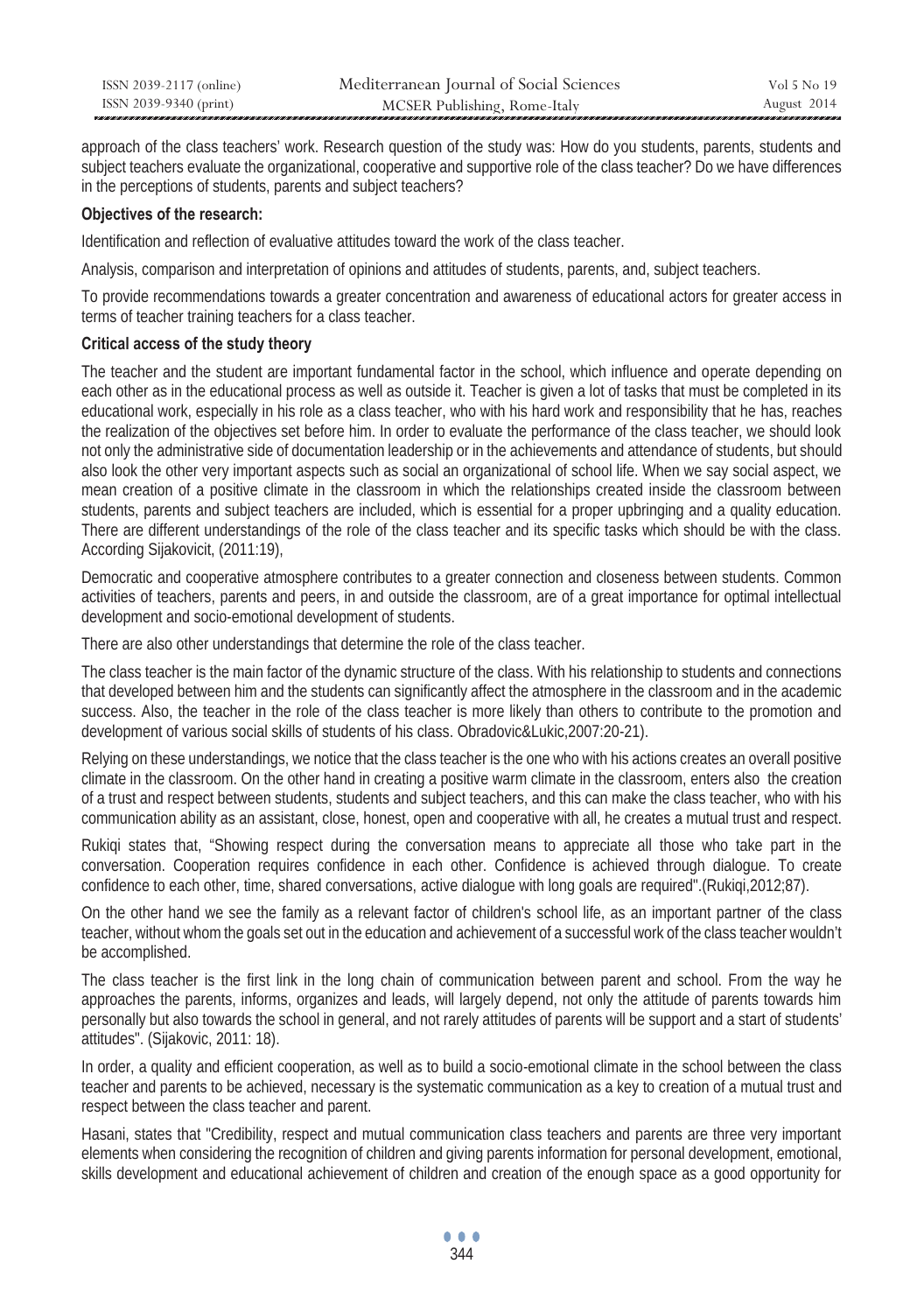approach of the class teachers' work. Research question of the study was: How do you students, parents, students and subject teachers evaluate the organizational, cooperative and supportive role of the class teacher? Do we have differences in the perceptions of students, parents and subject teachers?

**Objectives of the research:**

Identification and reflection of evaluative attitudes toward the work of the class teacher.

Analysis, comparison and interpretation of opinions and attitudes of students, parents, and, subject teachers.

To provide recommendations towards a greater concentration and awareness of educational actors for greater access in terms of teacher training teachers for a class teacher.

**Critical access of the study theory**

The teacher and the student are important fundamental factor in the school, which influence and operate depending on each other as in the educational process as well as outside it. Teacher is given a lot of tasks that must be completed in its educational work, especially in his role as a class teacher, who with his hard work and responsibility that he has, reaches the realization of the objectives set before him. In order to evaluate the performance of the class teacher, we should look not only the administrative side of documentation leadership or in the achievements and attendance of students, but should also look the other very important aspects such as social an organizational of school life. When we say social aspect, we mean creation of a positive climate in the classroom in which the relationships created inside the classroom between students, parents and subject teachers are included, which is essential for a proper upbringing and a quality education. There are different understandings of the role of the class teacher and its specific tasks which should be with the class. According Sijakovicit, (2011:19),

Democratic and cooperative atmosphere contributes to a greater connection and closeness between students. Common activities of teachers, parents and peers, in and outside the classroom, are of a great importance for optimal intellectual development and socio-emotional development of students.

There are also other understandings that determine the role of the class teacher.

The class teacher is the main factor of the dynamic structure of the class. With his relationship to students and connections that developed between him and the students can significantly affect the atmosphere in the classroom and in the academic success. Also, the teacher in the role of the class teacher is more likely than others to contribute to the promotion and development of various social skills of students of his class. Obradovic&Lukic,2007:20-21).

Relying on these understandings, we notice that the class teacher is the one who with his actions creates an overall positive climate in the classroom. On the other hand in creating a positive warm climate in the classroom, enters also the creation of a trust and respect between students, students and subject teachers, and this can make the class teacher, who with his communication ability as an assistant, close, honest, open and cooperative with all, he creates a mutual trust and respect.

Rukiqi states that, "Showing respect during the conversation means to appreciate all those who take part in the conversation. Cooperation requires confidence in each other. Confidence is achieved through dialogue. To create confidence to each other, time, shared conversations, active dialogue with long goals are required".(Rukiqi,2012;87).

On the other hand we see the family as a relevant factor of children's school life, as an important partner of the class teacher, without whom the goals set out in the education and achievement of a successful work of the class teacher wouldn't be accomplished.

The class teacher is the first link in the long chain of communication between parent and school. From the way he approaches the parents, informs, organizes and leads, will largely depend, not only the attitude of parents towards him personally but also towards the school in general, and not rarely attitudes of parents will be support and a start of students' attitudes". (Sijakovic, 2011: 18).

In order, a quality and efficient cooperation, as well as to build a socio-emotional climate in the school between the class teacher and parents to be achieved, necessary is the systematic communication as a key to creation of a mutual trust and respect between the class teacher and parent.

Hasani, states that "Credibility, respect and mutual communication class teachers and parents are three very important elements when considering the recognition of children and giving parents information for personal development, emotional, skills development and educational achievement of children and creation of the enough space as a good opportunity for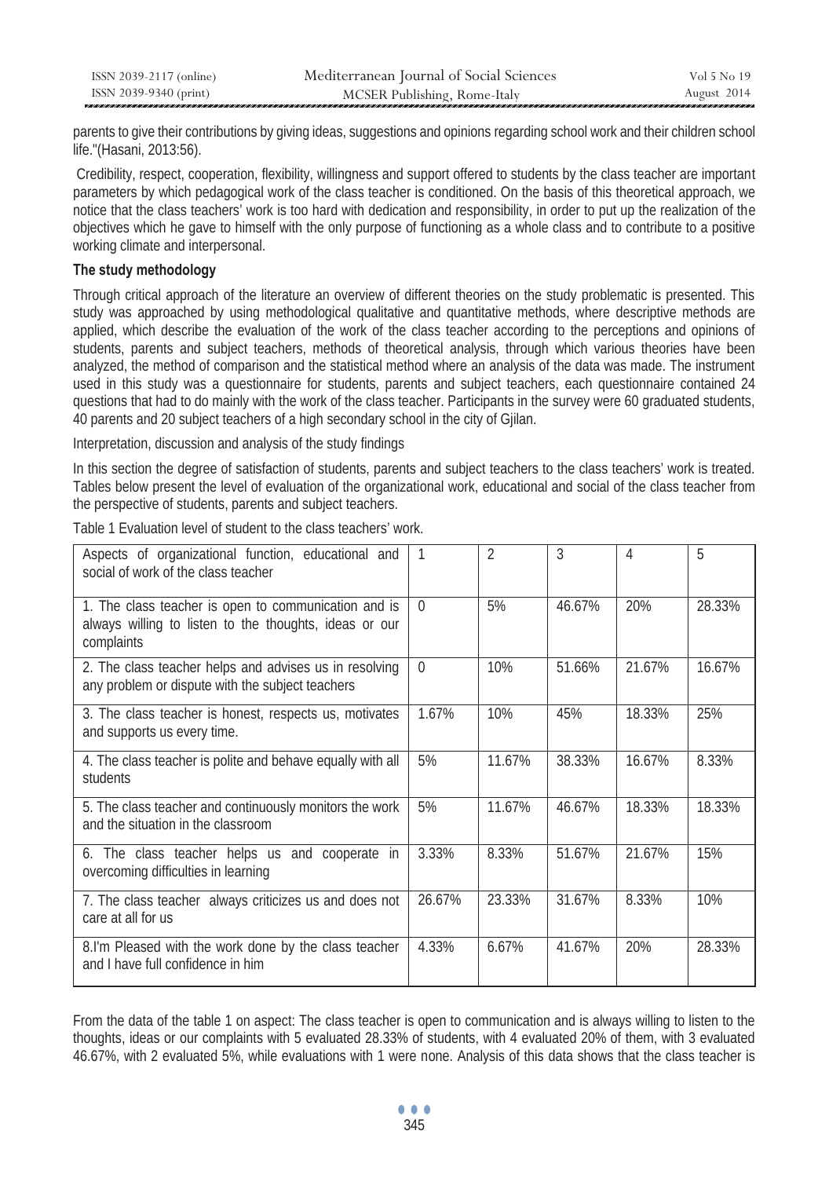parents to give their contributions by giving ideas, suggestions and opinions regarding school work and their children school life."(Hasani, 2013:56).

Credibility, respect, cooperation, flexibility, willingness and support offered to students by the class teacher are important parameters by which pedagogical work of the class teacher is conditioned. On the basis of this theoretical approach, we notice that the class teachers' work is too hard with dedication and responsibility, in order to put up the realization of the objectives which he gave to himself with the only purpose of functioning as a whole class and to contribute to a positive working climate and interpersonal.

**The study methodology**

Through critical approach of the literature an overview of different theories on the study problematic is presented. This study was approached by using methodological qualitative and quantitative methods, where descriptive methods are applied, which describe the evaluation of the work of the class teacher according to the perceptions and opinions of students, parents and subject teachers, methods of theoretical analysis, through which various theories have been analyzed, the method of comparison and the statistical method where an analysis of the data was made. The instrument used in this study was a questionnaire for students, parents and subject teachers, each questionnaire contained 24 questions that had to do mainly with the work of the class teacher. Participants in the survey were 60 graduated students, 40 parents and 20 subject teachers of a high secondary school in the city of Gjilan.

Interpretation, discussion and analysis of the study findings

In this section the degree of satisfaction of students, parents and subject teachers to the class teachers' work is treated. Tables below present the level of evaluation of the organizational work, educational and social of the class teacher from the perspective of students, parents and subject teachers.

Table 1 Evaluation level of student to the class teachers' work.

| Aspects of organizational function, educational and social of work of the class teacher | 1 | 2 | 3 | 4 | 5 |
|---|---|---|---|---|---|
| 1. The class teacher is open to communication and is always willing to listen to the thoughts, ideas or our complaints | 0 | 5% | 46.67% | 20% | 28.33% |
| 2. The class teacher helps and advises us in resolving any problem or dispute with the subject teachers | 0 | 10% | 51.66% | 21.67% | 16.67% |
| 3. The class teacher is honest, respects us, motivates and supports us every time. | 1.67% | 10% | 45% | 18.33% | 25% |
| 4. The class teacher is polite and behave equally with all students | 5% | 11.67% | 38.33% | 16.67% | 8.33% |
| 5. The class teacher and continuously monitors the work and the situation in the classroom | 5% | 11.67% | 46.67% | 18.33% | 18.33% |
| 6. The class teacher helps us and cooperate in overcoming difficulties in learning | 3.33% | 8.33% | 51.67% | 21.67% | 15% |
| 7. The class teacher always criticizes us and does not care at all for us | 26.67% | 23.33% | 31.67% | 8.33% | 10% |
| 8.I'm Pleased with the work done by the class teacher and I have full confidence in him | 4.33% | 6.67% | 41.67% | 20% | 28.33% |

From the data of the table 1 on aspect: The class teacher is open to communication and is always willing to listen to the thoughts, ideas or our complaints with 5 evaluated 28.33% of students, with 4 evaluated 20% of them, with 3 evaluated 46.67%, with 2 evaluated 5%, while evaluations with 1 were none. Analysis of this data shows that the class teacher is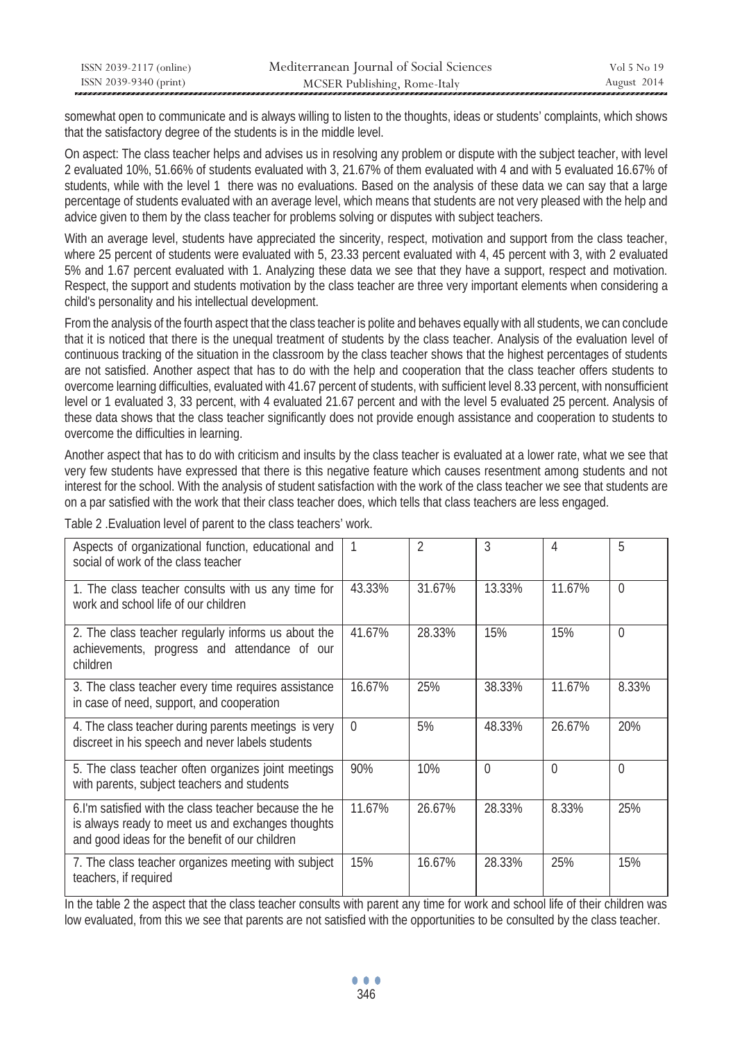somewhat open to communicate and is always willing to listen to the thoughts, ideas or students' complaints, which shows that the satisfactory degree of the students is in the middle level.

On aspect: The class teacher helps and advises us in resolving any problem or dispute with the subject teacher, with level 2 evaluated 10%, 51.66% of students evaluated with 3, 21.67% of them evaluated with 4 and with 5 evaluated 16.67% of students, while with the level 1 there was no evaluations. Based on the analysis of these data we can say that a large percentage of students evaluated with an average level, which means that students are not very pleased with the help and advice given to them by the class teacher for problems solving or disputes with subject teachers.

With an average level, students have appreciated the sincerity, respect, motivation and support from the class teacher, where 25 percent of students were evaluated with 5, 23.33 percent evaluated with 4, 45 percent with 3, with 2 evaluated 5% and 1.67 percent evaluated with 1. Analyzing these data we see that they have a support, respect and motivation. Respect, the support and students motivation by the class teacher are three very important elements when considering a child's personality and his intellectual development.

From the analysis of the fourth aspect that the class teacher is polite and behaves equally with all students, we can conclude that it is noticed that there is the unequal treatment of students by the class teacher. Analysis of the evaluation level of continuous tracking of the situation in the classroom by the class teacher shows that the highest percentages of students are not satisfied. Another aspect that has to do with the help and cooperation that the class teacher offers students to overcome learning difficulties, evaluated with 41.67 percent of students, with sufficient level 8.33 percent, with nonsufficient level or 1 evaluated 3, 33 percent, with 4 evaluated 21.67 percent and with the level 5 evaluated 25 percent. Analysis of these data shows that the class teacher significantly does not provide enough assistance and cooperation to students to overcome the difficulties in learning.

Another aspect that has to do with criticism and insults by the class teacher is evaluated at a lower rate, what we see that very few students have expressed that there is this negative feature which causes resentment among students and not interest for the school. With the analysis of student satisfaction with the work of the class teacher we see that students are on a par satisfied with the work that their class teacher does, which tells that class teachers are less engaged.

Table 2 .Evaluation level of parent to the class teachers' work.

| Aspects of organizational function, educational and social of work of the class teacher | 1 | 2 | 3 | 4 | 5 |
|---|---|---|---|---|---|
| 1. The class teacher consults with us any time for work and school life of our children | 43.33% | 31.67% | 13.33% | 11.67% | 0 |
| 2. The class teacher regularly informs us about the achievements, progress and attendance of our children | 41.67% | 28.33% | 15% | 15% | 0 |
| 3. The class teacher every time requires assistance in case of need, support, and cooperation | 16.67% | 25% | 38.33% | 11.67% | 8.33% |
| 4. The class teacher during parents meetings is very discreet in his speech and never labels students | 0 | 5% | 48.33% | 26.67% | 20% |
| 5. The class teacher often organizes joint meetings with parents, subject teachers and students | 90% | 10% | 0 | 0 | 0 |
| 6.I'm satisfied with the class teacher because the he is always ready to meet us and exchanges thoughts and good ideas for the benefit of our children | 11.67% | 26.67% | 28.33% | 8.33% | 25% |
| 7. The class teacher organizes meeting with subject teachers, if required | 15% | 16.67% | 28.33% | 25% | 15% |

In the table 2 the aspect that the class teacher consults with parent any time for work and school life of their children was low evaluated, from this we see that parents are not satisfied with the opportunities to be consulted by the class teacher.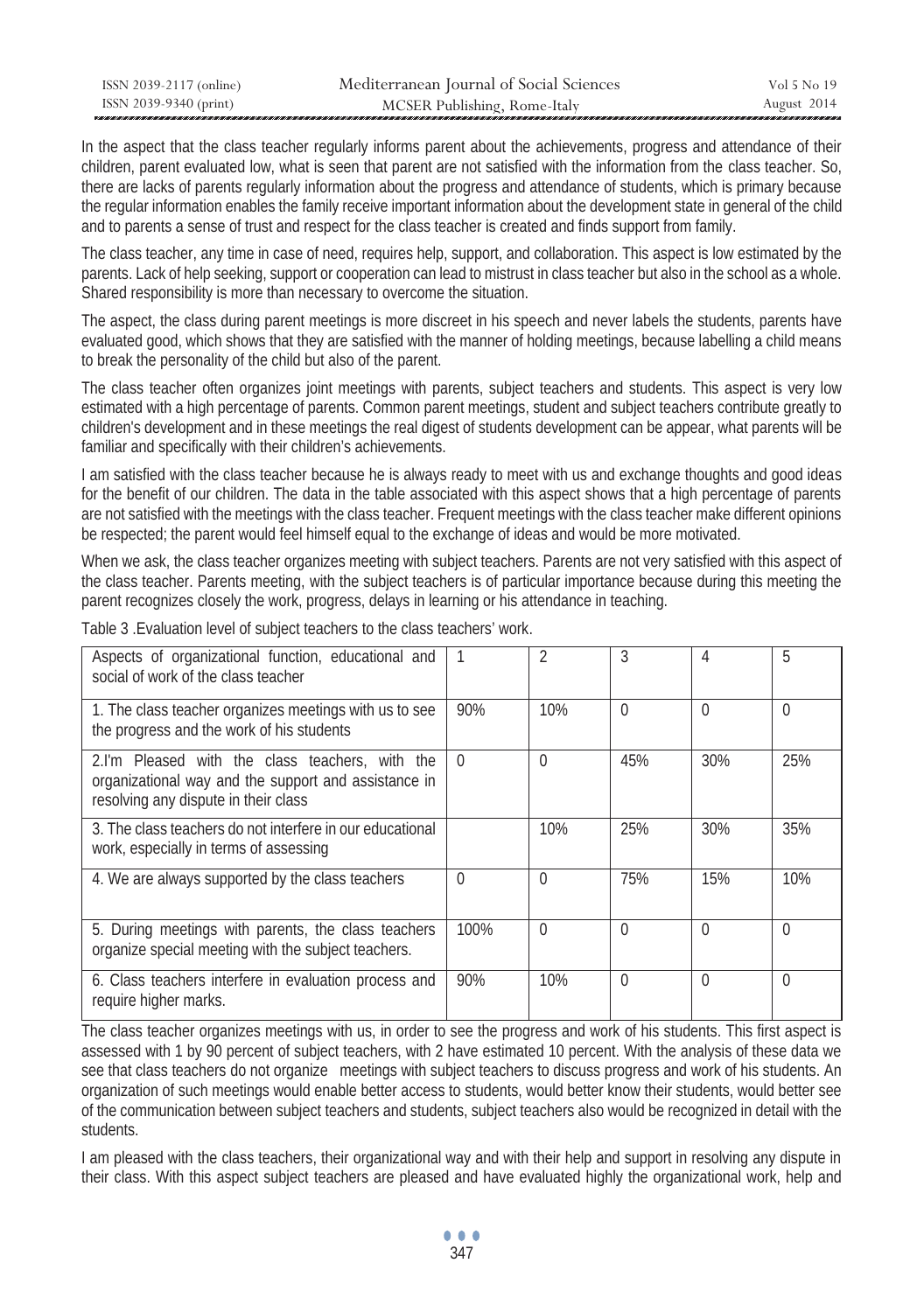In the aspect that the class teacher regularly informs parent about the achievements, progress and attendance of their children, parent evaluated low, what is seen that parent are not satisfied with the information from the class teacher. So, there are lacks of parents regularly information about the progress and attendance of students, which is primary because the regular information enables the family receive important information about the development state in general of the child and to parents a sense of trust and respect for the class teacher is created and finds support from family.

The class teacher, any time in case of need, requires help, support, and collaboration. This aspect is low estimated by the parents. Lack of help seeking, support or cooperation can lead to mistrust in class teacher but also in the school as a whole. Shared responsibility is more than necessary to overcome the situation.

The aspect, the class during parent meetings is more discreet in his speech and never labels the students, parents have evaluated good, which shows that they are satisfied with the manner of holding meetings, because labelling a child means to break the personality of the child but also of the parent.

The class teacher often organizes joint meetings with parents, subject teachers and students. This aspect is very low estimated with a high percentage of parents. Common parent meetings, student and subject teachers contribute greatly to children's development and in these meetings the real digest of students development can be appear, what parents will be familiar and specifically with their children's achievements.

I am satisfied with the class teacher because he is always ready to meet with us and exchange thoughts and good ideas for the benefit of our children. The data in the table associated with this aspect shows that a high percentage of parents are not satisfied with the meetings with the class teacher. Frequent meetings with the class teacher make different opinions be respected; the parent would feel himself equal to the exchange of ideas and would be more motivated.

When we ask, the class teacher organizes meeting with subject teachers. Parents are not very satisfied with this aspect of the class teacher. Parents meeting, with the subject teachers is of particular importance because during this meeting the parent recognizes closely the work, progress, delays in learning or his attendance in teaching.

Table 3 .Evaluation level of subject teachers to the class teachers' work.

| Aspects of organizational function, educational and social of work of the class teacher | 1 | 2 | 3 | 4 | 5 |
|---|---|---|---|---|---|
| 1. The class teacher organizes meetings with us to see the progress and the work of his students | 90% | 10% | 0 | 0 | 0 |
| 2.I'm Pleased with the class teachers, with the organizational way and the support and assistance in resolving any dispute in their class | 0 | 0 | 45% | 30% | 25% |
| 3. The class teachers do not interfere in our educational work, especially in terms of assessing | | 10% | 25% | 30% | 35% |
| 4. We are always supported by the class teachers | 0 | 0 | 75% | 15% | 10% |
| 5. During meetings with parents, the class teachers organize special meeting with the subject teachers. | 100% | 0 | 0 | 0 | 0 |
| 6. Class teachers interfere in evaluation process and require higher marks. | 90% | 10% | 0 | 0 | 0 |

The class teacher organizes meetings with us, in order to see the progress and work of his students. This first aspect is assessed with 1 by 90 percent of subject teachers, with 2 have estimated 10 percent. With the analysis of these data we see that class teachers do not organize meetings with subject teachers to discuss progress and work of his students. An organization of such meetings would enable better access to students, would better know their students, would better see of the communication between subject teachers and students, subject teachers also would be recognized in detail with the students.

I am pleased with the class teachers, their organizational way and with their help and support in resolving any dispute in their class. With this aspect subject teachers are pleased and have evaluated highly the organizational work, help and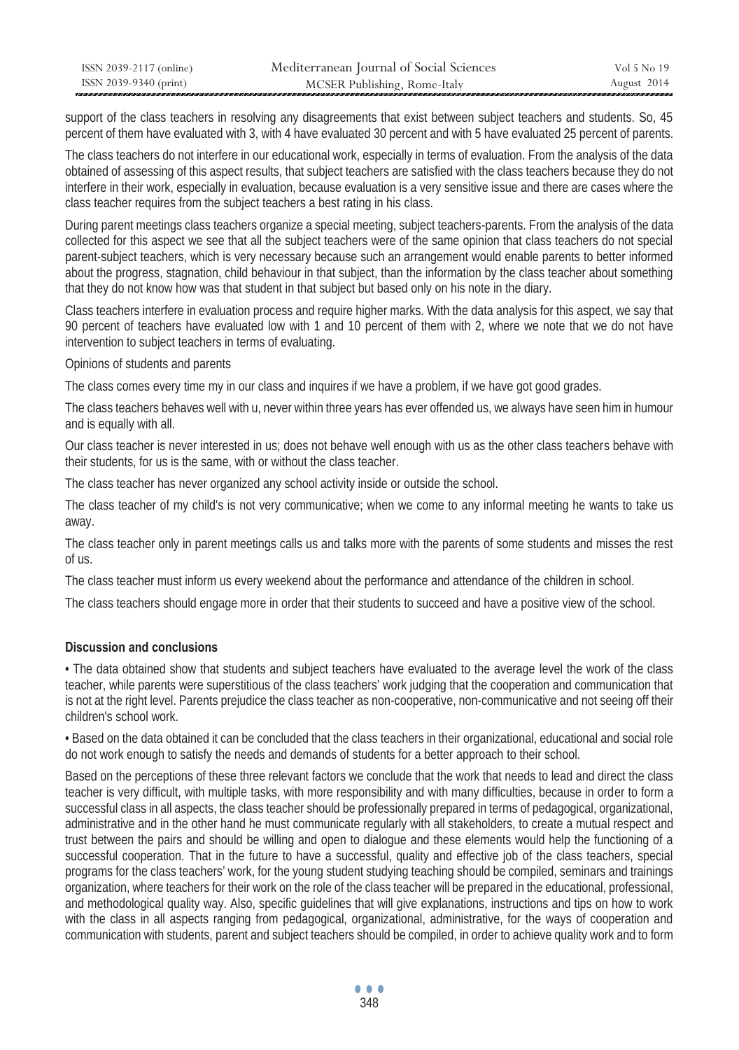support of the class teachers in resolving any disagreements that exist between subject teachers and students. So, 45 percent of them have evaluated with 3, with 4 have evaluated 30 percent and with 5 have evaluated 25 percent of parents.

The class teachers do not interfere in our educational work, especially in terms of evaluation. From the analysis of the data obtained of assessing of this aspect results, that subject teachers are satisfied with the class teachers because they do not interfere in their work, especially in evaluation, because evaluation is a very sensitive issue and there are cases where the class teacher requires from the subject teachers a best rating in his class.

During parent meetings class teachers organize a special meeting, subject teachers-parents. From the analysis of the data collected for this aspect we see that all the subject teachers were of the same opinion that class teachers do not special parent-subject teachers, which is very necessary because such an arrangement would enable parents to better informed about the progress, stagnation, child behaviour in that subject, than the information by the class teacher about something that they do not know how was that student in that subject but based only on his note in the diary.

Class teachers interfere in evaluation process and require higher marks. With the data analysis for this aspect, we say that 90 percent of teachers have evaluated low with 1 and 10 percent of them with 2, where we note that we do not have intervention to subject teachers in terms of evaluating.

Opinions of students and parents

The class comes every time my in our class and inquires if we have a problem, if we have got good grades.

The class teachers behaves well with u, never within three years has ever offended us, we always have seen him in humour and is equally with all.

Our class teacher is never interested in us; does not behave well enough with us as the other class teachers behave with their students, for us is the same, with or without the class teacher.

The class teacher has never organized any school activity inside or outside the school.

The class teacher of my child's is not very communicative; when we come to any informal meeting he wants to take us away.

The class teacher only in parent meetings calls us and talks more with the parents of some students and misses the rest of us.

The class teacher must inform us every weekend about the performance and attendance of the children in school.

The class teachers should engage more in order that their students to succeed and have a positive view of the school.

## Discussion and conclusions

- The data obtained show that students and subject teachers have evaluated to the average level the work of the class teacher, while parents were superstitious of the class teachers' work judging that the cooperation and communication that is not at the right level. Parents prejudice the class teacher as non-cooperative, non-communicative and not seeing off their children's school work.

- Based on the data obtained it can be concluded that the class teachers in their organizational, educational and social role do not work enough to satisfy the needs and demands of students for a better approach to their school.

Based on the perceptions of these three relevant factors we conclude that the work that needs to lead and direct the class teacher is very difficult, with multiple tasks, with more responsibility and with many difficulties, because in order to form a successful class in all aspects, the class teacher should be professionally prepared in terms of pedagogical, organizational, administrative and in the other hand he must communicate regularly with all stakeholders, to create a mutual respect and trust between the pairs and should be willing and open to dialogue and these elements would help the functioning of a successful cooperation. That in the future to have a successful, quality and effective job of the class teachers, special programs for the class teachers' work, for the young student studying teaching should be compiled, seminars and trainings organization, where teachers for their work on the role of the class teacher will be prepared in the educational, professional, and methodological quality way. Also, specific guidelines that will give explanations, instructions and tips on how to work with the class in all aspects ranging from pedagogical, organizational, administrative, for the ways of cooperation and communication with students, parent and subject teachers should be compiled, in order to achieve quality work and to form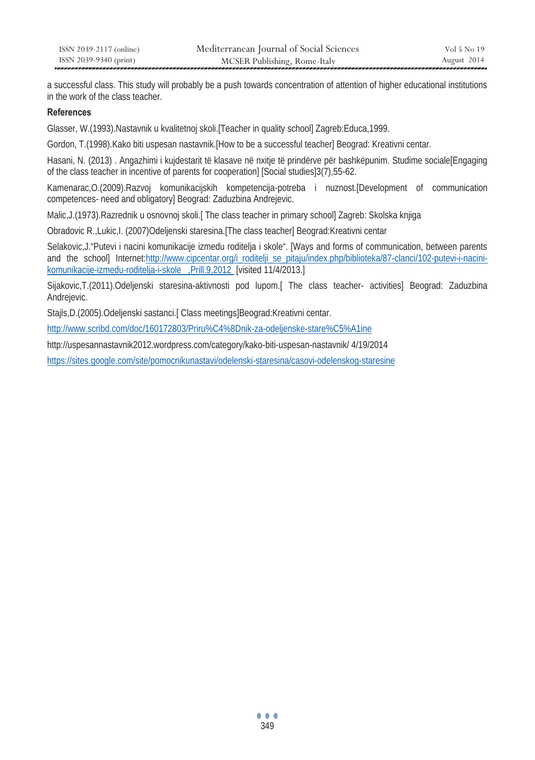a successful class. This study will probably be a push towards concentration of attention of higher educational institutions in the work of the class teacher.

## References

Glasser, W.(1993).Nastavnik u kvalitetnoj skoli.[Teacher in quality school] Zagreb:Educa,1999.

Gordon, T.(1998).Kako biti uspesan nastavnik.[How to be a successful teacher] Beograd: Kreativni centar.

Hasani, N. (2013) . Angazhimi i kujdestarit të klasave në nxitje të prindërve për bashkëpunim. Studime sociale[Engaging of the class teacher in incentive of parents for cooperation] [Social studies]3(7),55-62.

Kamenarac,O.(2009).Razvoj komunikacijskih kompetencija-potreba i nuznost.[Development of communication competences- need and obligatory] Beograd: Zaduzbina Andrejevic.

Malic,J.(1973).Razrednik u osnovnoj skoli.[ The class teacher in primary school] Zagreb: Skolska knjiga

Obradovic R.,Lukic,I. (2007)Odeljenski staresina.[The class teacher] Beograd:Kreativni centar

Selakovic,J."Putevi i nacini komunikacije izmedu roditelja i skole". [Ways and forms of communication, between parents and the school] Internet:http://www.cipcentar.org/i_roditelji_se_pitaju/index.php/biblioteka/87-clanci/102-putevi-i-nacini-komunikacije-izmedu-roditelja-i-skole ,Prill.9,2012 [visited 11/4/2013.]

Sijakovic,T.(2011).Odeljenski staresina-aktivnosti pod lupom.[ The class teacher- activities] Beograd: Zaduzbina Andrejevic.

Stajls,D.(2005).Odeljenski sastanci.[ Class meetings]Beograd:Kreativni centar.

http://www.scribd.com/doc/160172803/Priru%C4%8Dnik-za-odeljenske-stare%C5%A1ine

http://uspesannastavnik2012.wordpress.com/category/kako-biti-uspesan-nastavnik/ 4/19/2014

https://sites.google.com/site/pomocnikunastavi/odelenski-staresina/casovi-odelenskog-staresine